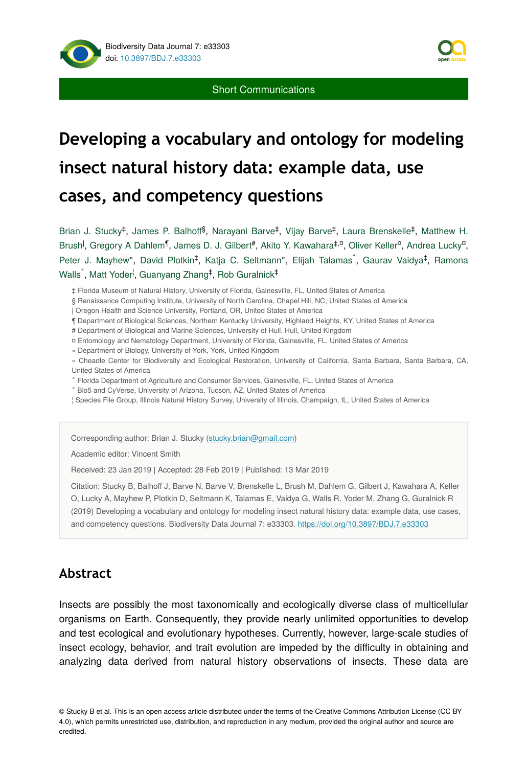Short Communications

# Developing a vocabulary and ontology for modeling insect natural history data: example data, use cases, and competency questions

Brian J. Stucky[‡], James P. Balhoff[§], Narayani Barve[‡], Vijay Barve[‡], Laura Brenskelle[‡], Matthew H. Brush[|], Gregory A Dahlem[¶], James D. J. Gilbert[#], Akito Y. Kawahara[‡,¤], Oliver Keller[¤], Andrea Lucky[¤], Peter J. Mayhew[«], David Plotkin[‡], Katja C. Seltmann[»], Elijah Talamas[˄], Gaurav Vaidya[‡], Ramona Walls[˅], Matt Yoder[¦], Guanyang Zhang[‡], Rob Guralnick[‡]

‡ Florida Museum of Natural History, University of Florida, Gainesville, FL, United States of America

§ Renaissance Computing Institute, University of North Carolina, Chapel Hill, NC, United States of America

| Oregon Health and Science University, Portland, OR, United States of America

¶ Department of Biological Sciences, Northern Kentucky University, Highland Heights, KY, United States of America

# Department of Biological and Marine Sciences, University of Hull, Hull, United Kingdom

¤ Entomology and Nematology Department, University of Florida, Gainesville, FL, United States of America

« Department of Biology, University of York, York, United Kingdom

» Cheadle Center for Biodiversity and Ecological Restoration, University of California, Santa Barbara, Santa Barbara, CA, United States of America

˄ Florida Department of Agriculture and Consumer Services, Gainesville, FL, United States of America

˅ Bio5 and CyVerse, University of Arizona, Tucson, AZ, United States of America

¦ Species File Group, Illinois Natural History Survey, University of Illinois, Champaign, IL, United States of America

Corresponding author: Brian J. Stucky (stucky.brian@gmail.com)

Academic editor: Vincent Smith

Received: 23 Jan 2019 | Accepted: 28 Feb 2019 | Published: 13 Mar 2019

Citation: Stucky B, Balhoff J, Barve N, Barve V, Brenskelle L, Brush M, Dahlem G, Gilbert J, Kawahara A, Keller O, Lucky A, Mayhew P, Plotkin D, Seltmann K, Talamas E, Vaidya G, Walls R, Yoder M, Zhang G, Guralnick R (2019) Developing a vocabulary and ontology for modeling insect natural history data: example data, use cases, and competency questions. Biodiversity Data Journal 7: e33303. https://doi.org/10.3897/BDJ.7.e33303

## Abstract

Insects are possibly the most taxonomically and ecologically diverse class of multicellular organisms on Earth. Consequently, they provide nearly unlimited opportunities to develop and test ecological and evolutionary hypotheses. Currently, however, large-scale studies of insect ecology, behavior, and trait evolution are impeded by the difficulty in obtaining and analyzing data derived from natural history observations of insects. These data are

© Stucky B et al. This is an open access article distributed under the terms of the Creative Commons Attribution License (CC BY 4.0), which permits unrestricted use, distribution, and reproduction in any medium, provided the original author and source are credited.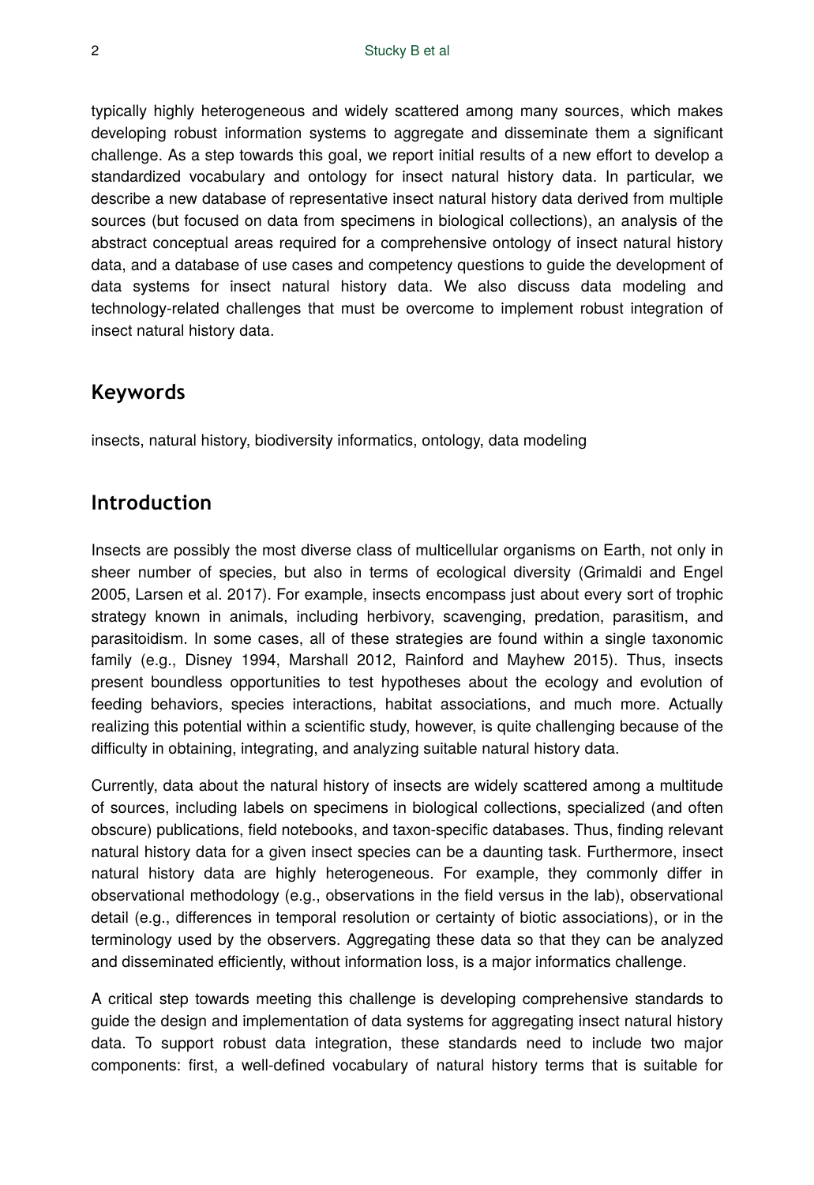typically highly heterogeneous and widely scattered among many sources, which makes developing robust information systems to aggregate and disseminate them a significant challenge. As a step towards this goal, we report initial results of a new effort to develop a standardized vocabulary and ontology for insect natural history data. In particular, we describe a new database of representative insect natural history data derived from multiple sources (but focused on data from specimens in biological collections), an analysis of the abstract conceptual areas required for a comprehensive ontology of insect natural history data, and a database of use cases and competency questions to guide the development of data systems for insect natural history data. We also discuss data modeling and technology-related challenges that must be overcome to implement robust integration of insect natural history data.

## Keywords

insects, natural history, biodiversity informatics, ontology, data modeling

## Introduction

Insects are possibly the most diverse class of multicellular organisms on Earth, not only in sheer number of species, but also in terms of ecological diversity (Grimaldi and Engel 2005, Larsen et al. 2017). For example, insects encompass just about every sort of trophic strategy known in animals, including herbivory, scavenging, predation, parasitism, and parasitoidism. In some cases, all of these strategies are found within a single taxonomic family (e.g., Disney 1994, Marshall 2012, Rainford and Mayhew 2015). Thus, insects present boundless opportunities to test hypotheses about the ecology and evolution of feeding behaviors, species interactions, habitat associations, and much more. Actually realizing this potential within a scientific study, however, is quite challenging because of the difficulty in obtaining, integrating, and analyzing suitable natural history data.

Currently, data about the natural history of insects are widely scattered among a multitude of sources, including labels on specimens in biological collections, specialized (and often obscure) publications, field notebooks, and taxon-specific databases. Thus, finding relevant natural history data for a given insect species can be a daunting task. Furthermore, insect natural history data are highly heterogeneous. For example, they commonly differ in observational methodology (e.g., observations in the field versus in the lab), observational detail (e.g., differences in temporal resolution or certainty of biotic associations), or in the terminology used by the observers. Aggregating these data so that they can be analyzed and disseminated efficiently, without information loss, is a major informatics challenge.

A critical step towards meeting this challenge is developing comprehensive standards to guide the design and implementation of data systems for aggregating insect natural history data. To support robust data integration, these standards need to include two major components: first, a well-defined vocabulary of natural history terms that is suitable for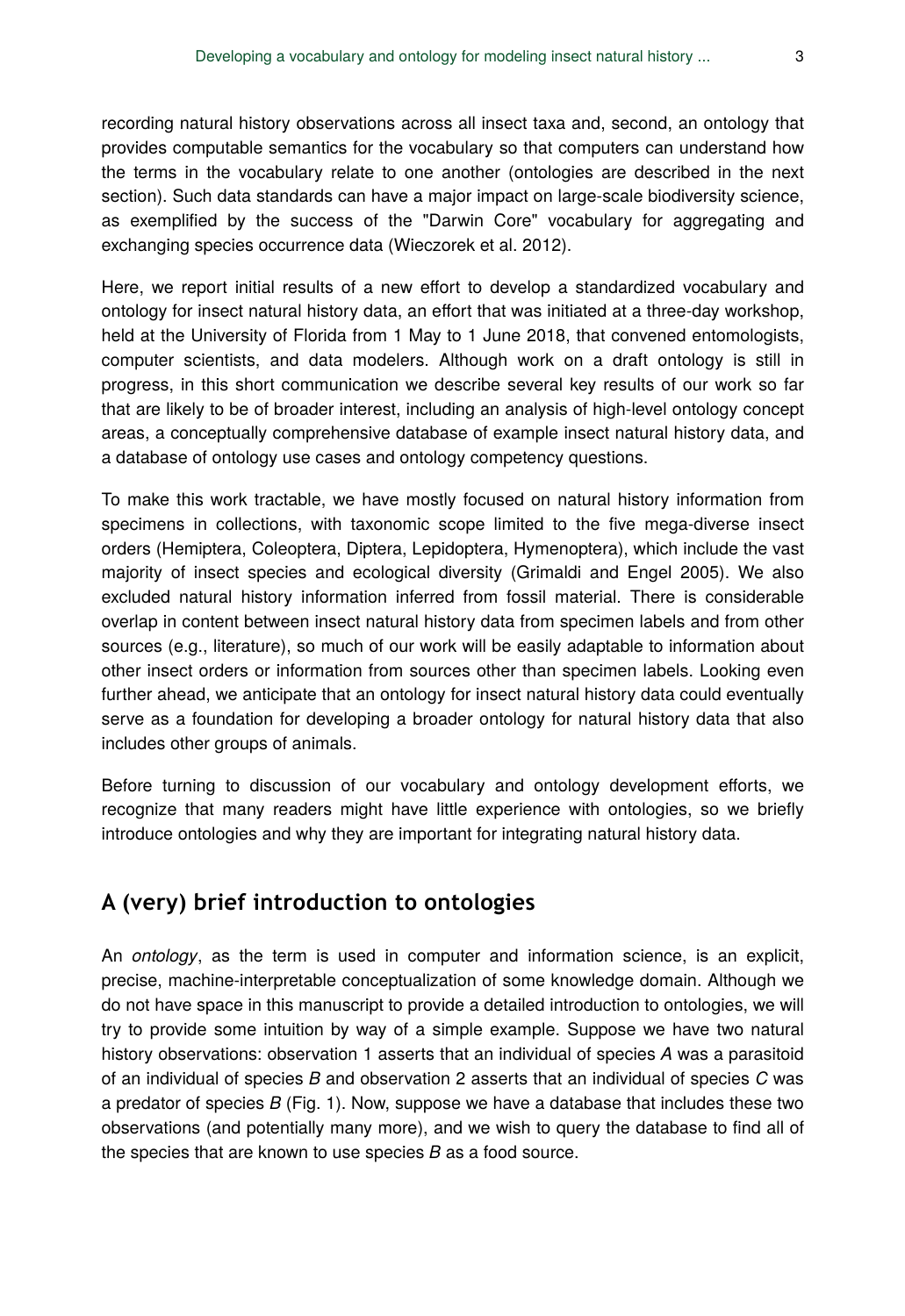recording natural history observations across all insect taxa and, second, an ontology that provides computable semantics for the vocabulary so that computers can understand how the terms in the vocabulary relate to one another (ontologies are described in the next section). Such data standards can have a major impact on large-scale biodiversity science, as exemplified by the success of the "Darwin Core" vocabulary for aggregating and exchanging species occurrence data (Wieczorek et al. 2012).

Here, we report initial results of a new effort to develop a standardized vocabulary and ontology for insect natural history data, an effort that was initiated at a three-day workshop, held at the University of Florida from 1 May to 1 June 2018, that convened entomologists, computer scientists, and data modelers. Although work on a draft ontology is still in progress, in this short communication we describe several key results of our work so far that are likely to be of broader interest, including an analysis of high-level ontology concept areas, a conceptually comprehensive database of example insect natural history data, and a database of ontology use cases and ontology competency questions.

To make this work tractable, we have mostly focused on natural history information from specimens in collections, with taxonomic scope limited to the five mega-diverse insect orders (Hemiptera, Coleoptera, Diptera, Lepidoptera, Hymenoptera), which include the vast majority of insect species and ecological diversity (Grimaldi and Engel 2005). We also excluded natural history information inferred from fossil material. There is considerable overlap in content between insect natural history data from specimen labels and from other sources (e.g., literature), so much of our work will be easily adaptable to information about other insect orders or information from sources other than specimen labels. Looking even further ahead, we anticipate that an ontology for insect natural history data could eventually serve as a foundation for developing a broader ontology for natural history data that also includes other groups of animals.

Before turning to discussion of our vocabulary and ontology development efforts, we recognize that many readers might have little experience with ontologies, so we briefly introduce ontologies and why they are important for integrating natural history data.

## A (very) brief introduction to ontologies

An *ontology*, as the term is used in computer and information science, is an explicit, precise, machine-interpretable conceptualization of some knowledge domain. Although we do not have space in this manuscript to provide a detailed introduction to ontologies, we will try to provide some intuition by way of a simple example. Suppose we have two natural history observations: observation 1 asserts that an individual of species *A* was a parasitoid of an individual of species *B* and observation 2 asserts that an individual of species *C* was a predator of species *B* (Fig. 1). Now, suppose we have a database that includes these two observations (and potentially many more), and we wish to query the database to find all of the species that are known to use species *B* as a food source.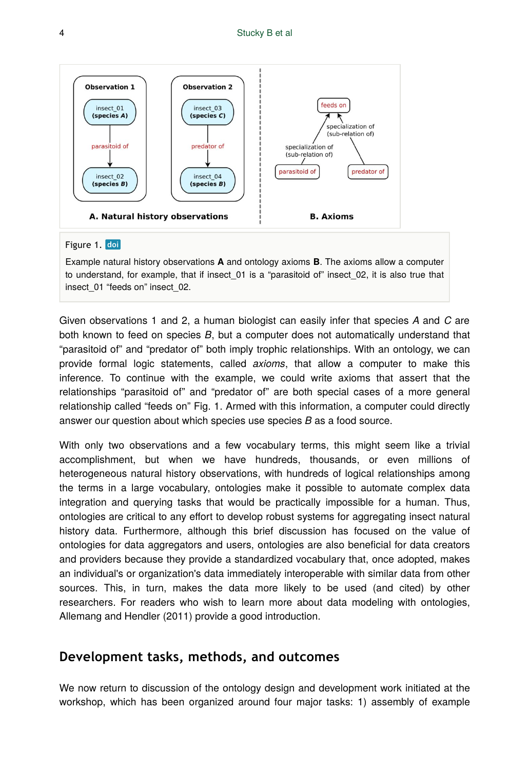Figure 1. doi

Example natural history observations **A** and ontology axioms **B**. The axioms allow a computer to understand, for example, that if insect_01 is a "parasitoid of" insect_02, it is also true that insect_01 "feeds on" insect_02.

Given observations 1 and 2, a human biologist can easily infer that species *A* and *C* are both known to feed on species *B*, but a computer does not automatically understand that "parasitoid of" and "predator of" both imply trophic relationships. With an ontology, we can provide formal logic statements, called *axioms*, that allow a computer to make this inference. To continue with the example, we could write axioms that assert that the relationships "parasitoid of" and "predator of" are both special cases of a more general relationship called "feeds on" Fig. 1. Armed with this information, a computer could directly answer our question about which species use species *B* as a food source.

With only two observations and a few vocabulary terms, this might seem like a trivial accomplishment, but when we have hundreds, thousands, or even millions of heterogeneous natural history observations, with hundreds of logical relationships among the terms in a large vocabulary, ontologies make it possible to automate complex data integration and querying tasks that would be practically impossible for a human. Thus, ontologies are critical to any effort to develop robust systems for aggregating insect natural history data. Furthermore, although this brief discussion has focused on the value of ontologies for data aggregators and users, ontologies are also beneficial for data creators and providers because they provide a standardized vocabulary that, once adopted, makes an individual's or organization's data immediately interoperable with similar data from other sources. This, in turn, makes the data more likely to be used (and cited) by other researchers. For readers who wish to learn more about data modeling with ontologies, Allemang and Hendler (2011) provide a good introduction.

## Development tasks, methods, and outcomes

We now return to discussion of the ontology design and development work initiated at the workshop, which has been organized around four major tasks: 1) assembly of example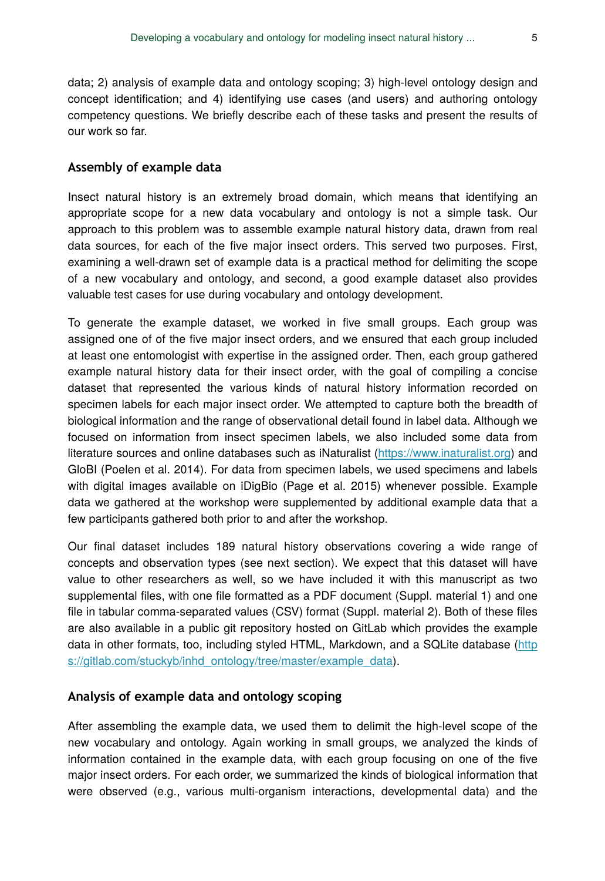data; 2) analysis of example data and ontology scoping; 3) high-level ontology design and concept identification; and 4) identifying use cases (and users) and authoring ontology competency questions. We briefly describe each of these tasks and present the results of our work so far.

### Assembly of example data

Insect natural history is an extremely broad domain, which means that identifying an appropriate scope for a new data vocabulary and ontology is not a simple task. Our approach to this problem was to assemble example natural history data, drawn from real data sources, for each of the five major insect orders. This served two purposes. First, examining a well-drawn set of example data is a practical method for delimiting the scope of a new vocabulary and ontology, and second, a good example dataset also provides valuable test cases for use during vocabulary and ontology development.

To generate the example dataset, we worked in five small groups. Each group was assigned one of of the five major insect orders, and we ensured that each group included at least one entomologist with expertise in the assigned order. Then, each group gathered example natural history data for their insect order, with the goal of compiling a concise dataset that represented the various kinds of natural history information recorded on specimen labels for each major insect order. We attempted to capture both the breadth of biological information and the range of observational detail found in label data. Although we focused on information from insect specimen labels, we also included some data from literature sources and online databases such as iNaturalist (https://www.inaturalist.org) and GloBI (Poelen et al. 2014). For data from specimen labels, we used specimens and labels with digital images available on iDigBio (Page et al. 2015) whenever possible. Example data we gathered at the workshop were supplemented by additional example data that a few participants gathered both prior to and after the workshop.

Our final dataset includes 189 natural history observations covering a wide range of concepts and observation types (see next section). We expect that this dataset will have value to other researchers as well, so we have included it with this manuscript as two supplemental files, with one file formatted as a PDF document (Suppl. material 1) and one file in tabular comma-separated values (CSV) format (Suppl. material 2). Both of these files are also available in a public git repository hosted on GitLab which provides the example data in other formats, too, including styled HTML, Markdown, and a SQLite database (https://gitlab.com/stuckyb/inhd_ontology/tree/master/example_data).

### Analysis of example data and ontology scoping

After assembling the example data, we used them to delimit the high-level scope of the new vocabulary and ontology. Again working in small groups, we analyzed the kinds of information contained in the example data, with each group focusing on one of the five major insect orders. For each order, we summarized the kinds of biological information that were observed (e.g., various multi-organism interactions, developmental data) and the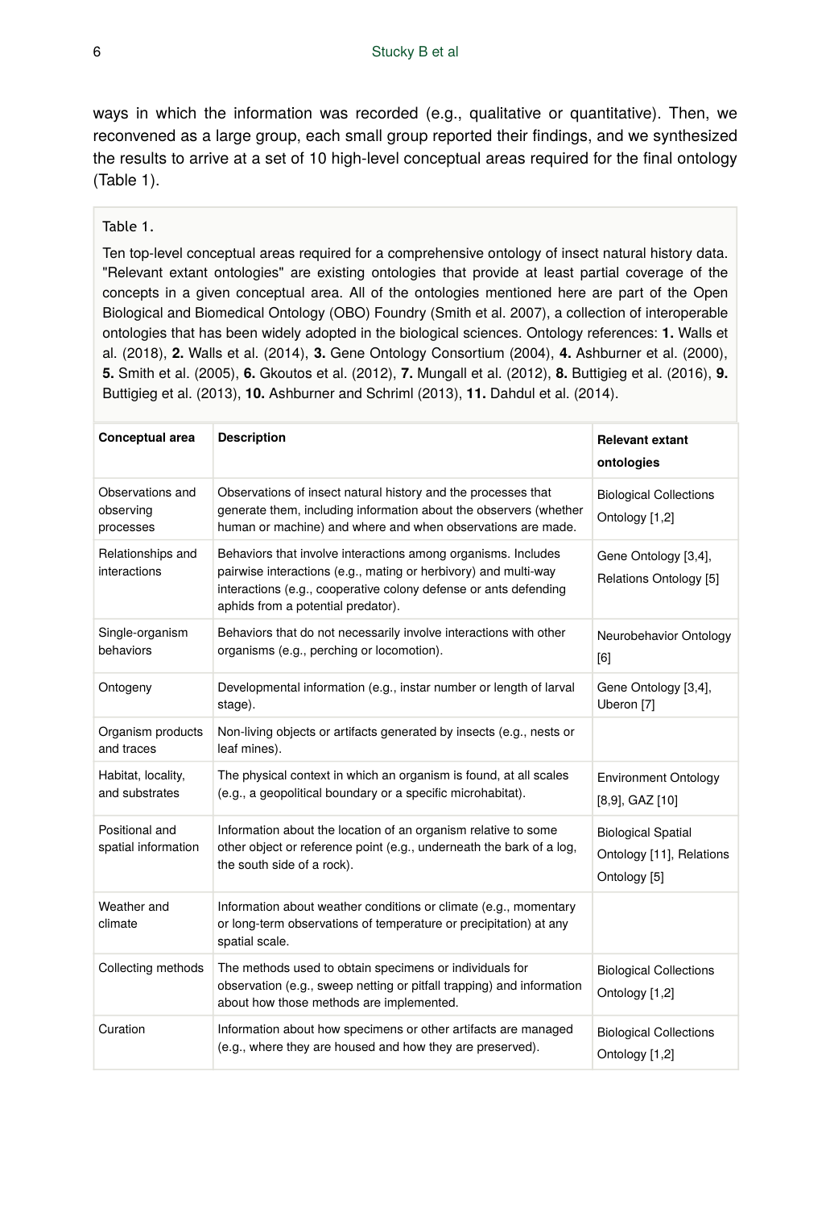ways in which the information was recorded (e.g., qualitative or quantitative). Then, we reconvened as a large group, each small group reported their findings, and we synthesized the results to arrive at a set of 10 high-level conceptual areas required for the final ontology (Table 1).

Table 1.

Ten top-level conceptual areas required for a comprehensive ontology of insect natural history data. "Relevant extant ontologies" are existing ontologies that provide at least partial coverage of the concepts in a given conceptual area. All of the ontologies mentioned here are part of the Open Biological and Biomedical Ontology (OBO) Foundry (Smith et al. 2007), a collection of interoperable ontologies that has been widely adopted in the biological sciences. Ontology references: **1.** Walls et al. (2018), **2.** Walls et al. (2014), **3.** Gene Ontology Consortium (2004), **4.** Ashburner et al. (2000), **5.** Smith et al. (2005), **6.** Gkoutos et al. (2012), **7.** Mungall et al. (2012), **8.** Buttigieg et al. (2016), **9.** Buttigieg et al. (2013), **10.** Ashburner and Schriml (2013), **11.** Dahdul et al. (2014).

| **Conceptual area** | **Description** | **Relevant extant ontologies** |
|---|---|---|
| Observations and observing processes | Observations of insect natural history and the processes that generate them, including information about the observers (whether human or machine) and where and when observations are made. | Biological Collections Ontology [1,2] |
| Relationships and interactions | Behaviors that involve interactions among organisms. Includes pairwise interactions (e.g., mating or herbivory) and multi-way interactions (e.g., cooperative colony defense or ants defending aphids from a potential predator). | Gene Ontology [3,4], Relations Ontology [5] |
| Single-organism behaviors | Behaviors that do not necessarily involve interactions with other organisms (e.g., perching or locomotion). | Neurobehavior Ontology [6] |
| Ontogeny | Developmental information (e.g., instar number or length of larval stage). | Gene Ontology [3,4], Uberon [7] |
| Organism products and traces | Non-living objects or artifacts generated by insects (e.g., nests or leaf mines). | |
| Habitat, locality, and substrates | The physical context in which an organism is found, at all scales (e.g., a geopolitical boundary or a specific microhabitat). | Environment Ontology [8,9], GAZ [10] |
| Positional and spatial information | Information about the location of an organism relative to some other object or reference point (e.g., underneath the bark of a log, the south side of a rock). | Biological Spatial Ontology [11], Relations Ontology [5] |
| Weather and climate | Information about weather conditions or climate (e.g., momentary or long-term observations of temperature or precipitation) at any spatial scale. | |
| Collecting methods | The methods used to obtain specimens or individuals for observation (e.g., sweep netting or pitfall trapping) and information about how those methods are implemented. | Biological Collections Ontology [1,2] |
| Curation | Information about how specimens or other artifacts are managed (e.g., where they are housed and how they are preserved). | Biological Collections Ontology [1,2] |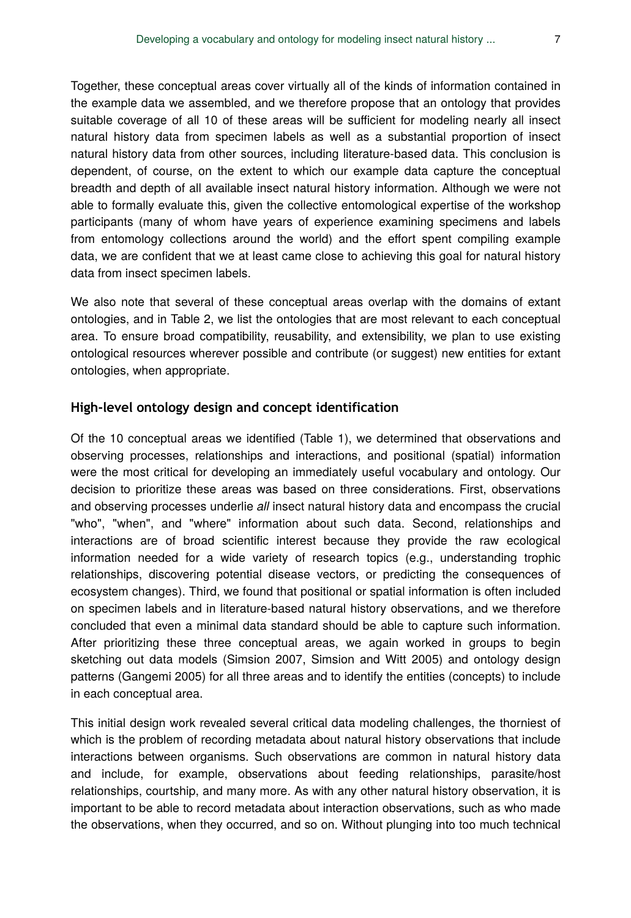Together, these conceptual areas cover virtually all of the kinds of information contained in the example data we assembled, and we therefore propose that an ontology that provides suitable coverage of all 10 of these areas will be sufficient for modeling nearly all insect natural history data from specimen labels as well as a substantial proportion of insect natural history data from other sources, including literature-based data. This conclusion is dependent, of course, on the extent to which our example data capture the conceptual breadth and depth of all available insect natural history information. Although we were not able to formally evaluate this, given the collective entomological expertise of the workshop participants (many of whom have years of experience examining specimens and labels from entomology collections around the world) and the effort spent compiling example data, we are confident that we at least came close to achieving this goal for natural history data from insect specimen labels.

We also note that several of these conceptual areas overlap with the domains of extant ontologies, and in Table 2, we list the ontologies that are most relevant to each conceptual area. To ensure broad compatibility, reusability, and extensibility, we plan to use existing ontological resources wherever possible and contribute (or suggest) new entities for extant ontologies, when appropriate.

## High-level ontology design and concept identification

Of the 10 conceptual areas we identified (Table 1), we determined that observations and observing processes, relationships and interactions, and positional (spatial) information were the most critical for developing an immediately useful vocabulary and ontology. Our decision to prioritize these areas was based on three considerations. First, observations and observing processes underlie *all* insect natural history data and encompass the crucial "who", "when", and "where" information about such data. Second, relationships and interactions are of broad scientific interest because they provide the raw ecological information needed for a wide variety of research topics (e.g., understanding trophic relationships, discovering potential disease vectors, or predicting the consequences of ecosystem changes). Third, we found that positional or spatial information is often included on specimen labels and in literature-based natural history observations, and we therefore concluded that even a minimal data standard should be able to capture such information. After prioritizing these three conceptual areas, we again worked in groups to begin sketching out data models (Simsion 2007, Simsion and Witt 2005) and ontology design patterns (Gangemi 2005) for all three areas and to identify the entities (concepts) to include in each conceptual area.

This initial design work revealed several critical data modeling challenges, the thorniest of which is the problem of recording metadata about natural history observations that include interactions between organisms. Such observations are common in natural history data and include, for example, observations about feeding relationships, parasite/host relationships, courtship, and many more. As with any other natural history observation, it is important to be able to record metadata about interaction observations, such as who made the observations, when they occurred, and so on. Without plunging into too much technical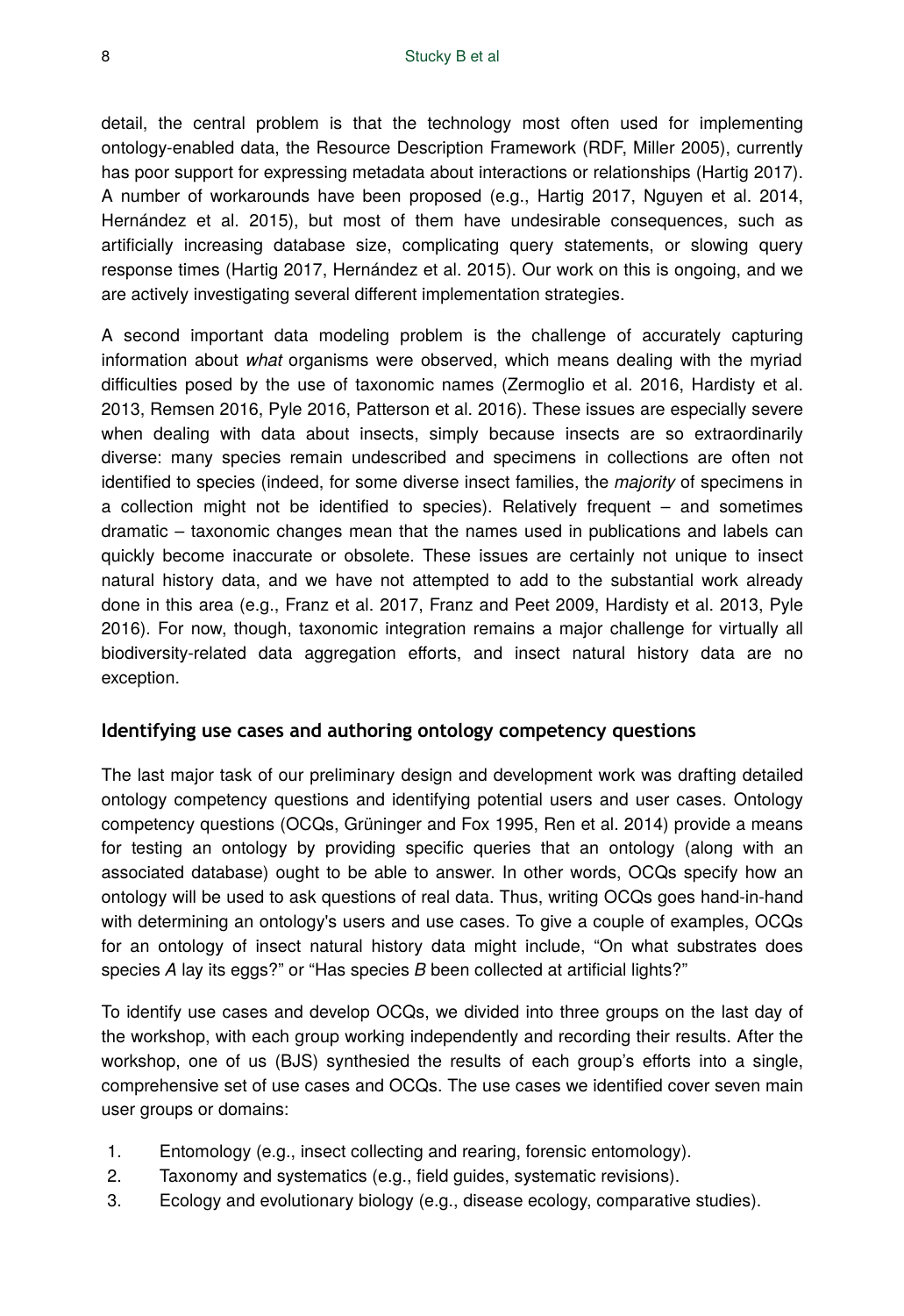detail, the central problem is that the technology most often used for implementing ontology-enabled data, the Resource Description Framework (RDF, Miller 2005), currently has poor support for expressing metadata about interactions or relationships (Hartig 2017). A number of workarounds have been proposed (e.g., Hartig 2017, Nguyen et al. 2014, Hernández et al. 2015), but most of them have undesirable consequences, such as artificially increasing database size, complicating query statements, or slowing query response times (Hartig 2017, Hernández et al. 2015). Our work on this is ongoing, and we are actively investigating several different implementation strategies.

A second important data modeling problem is the challenge of accurately capturing information about *what* organisms were observed, which means dealing with the myriad difficulties posed by the use of taxonomic names (Zermoglio et al. 2016, Hardisty et al. 2013, Remsen 2016, Pyle 2016, Patterson et al. 2016). These issues are especially severe when dealing with data about insects, simply because insects are so extraordinarily diverse: many species remain undescribed and specimens in collections are often not identified to species (indeed, for some diverse insect families, the *majority* of specimens in a collection might not be identified to species). Relatively frequent – and sometimes dramatic – taxonomic changes mean that the names used in publications and labels can quickly become inaccurate or obsolete. These issues are certainly not unique to insect natural history data, and we have not attempted to add to the substantial work already done in this area (e.g., Franz et al. 2017, Franz and Peet 2009, Hardisty et al. 2013, Pyle 2016). For now, though, taxonomic integration remains a major challenge for virtually all biodiversity-related data aggregation efforts, and insect natural history data are no exception.

### Identifying use cases and authoring ontology competency questions

The last major task of our preliminary design and development work was drafting detailed ontology competency questions and identifying potential users and user cases. Ontology competency questions (OCQs, Grüninger and Fox 1995, Ren et al. 2014) provide a means for testing an ontology by providing specific queries that an ontology (along with an associated database) ought to be able to answer. In other words, OCQs specify how an ontology will be used to ask questions of real data. Thus, writing OCQs goes hand-in-hand with determining an ontology's users and use cases. To give a couple of examples, OCQs for an ontology of insect natural history data might include, “On what substrates does species *A* lay its eggs?” or “Has species *B* been collected at artificial lights?”

To identify use cases and develop OCQs, we divided into three groups on the last day of the workshop, with each group working independently and recording their results. After the workshop, one of us (BJS) synthesied the results of each group's efforts into a single, comprehensive set of use cases and OCQs. The use cases we identified cover seven main user groups or domains:

1. Entomology (e.g., insect collecting and rearing, forensic entomology).
2. Taxonomy and systematics (e.g., field guides, systematic revisions).
3. Ecology and evolutionary biology (e.g., disease ecology, comparative studies).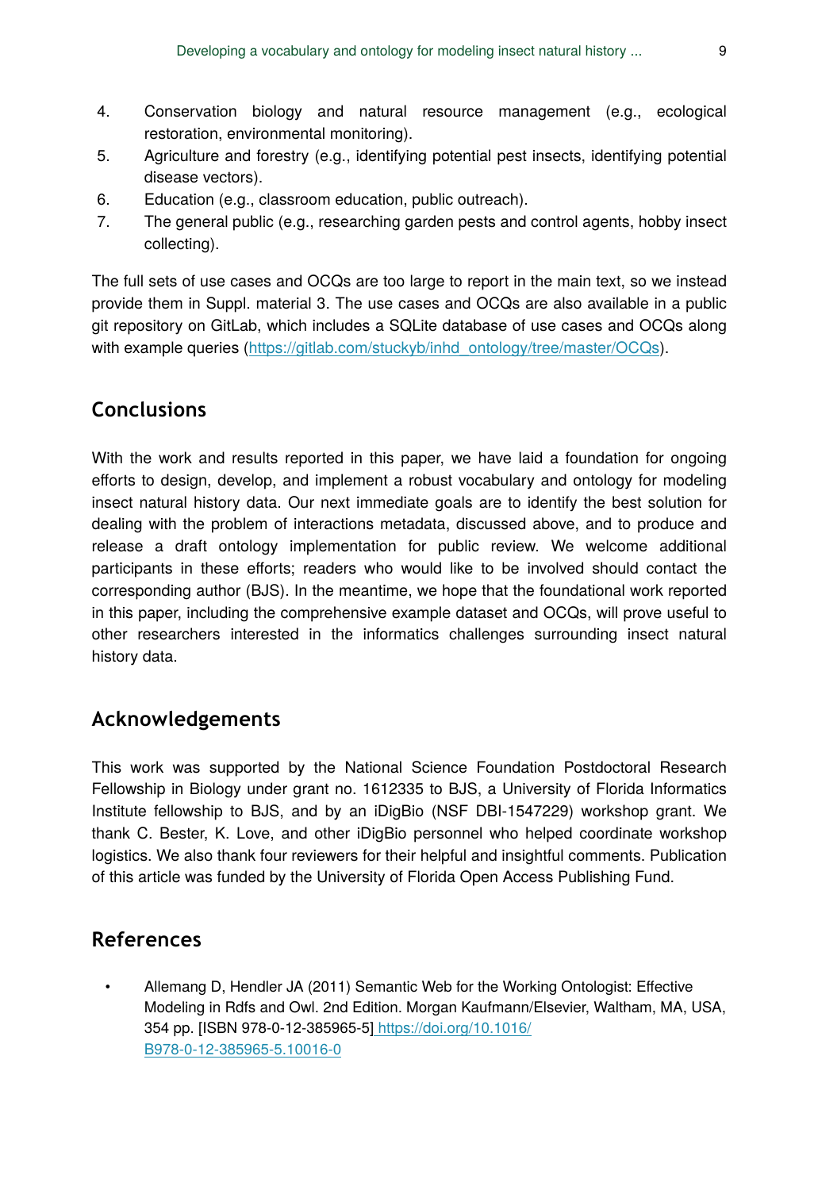4. Conservation biology and natural resource management (e.g., ecological restoration, environmental monitoring).
5. Agriculture and forestry (e.g., identifying potential pest insects, identifying potential disease vectors).
6. Education (e.g., classroom education, public outreach).
7. The general public (e.g., researching garden pests and control agents, hobby insect collecting).

The full sets of use cases and OCQs are too large to report in the main text, so we instead provide them in Suppl. material 3. The use cases and OCQs are also available in a public git repository on GitLab, which includes a SQLite database of use cases and OCQs along with example queries (https://gitlab.com/stuckyb/inhd_ontology/tree/master/OCQs).

## Conclusions

With the work and results reported in this paper, we have laid a foundation for ongoing efforts to design, develop, and implement a robust vocabulary and ontology for modeling insect natural history data. Our next immediate goals are to identify the best solution for dealing with the problem of interactions metadata, discussed above, and to produce and release a draft ontology implementation for public review. We welcome additional participants in these efforts; readers who would like to be involved should contact the corresponding author (BJS). In the meantime, we hope that the foundational work reported in this paper, including the comprehensive example dataset and OCQs, will prove useful to other researchers interested in the informatics challenges surrounding insect natural history data.

## Acknowledgements

This work was supported by the National Science Foundation Postdoctoral Research Fellowship in Biology under grant no. 1612335 to BJS, a University of Florida Informatics Institute fellowship to BJS, and by an iDigBio (NSF DBI-1547229) workshop grant. We thank C. Bester, K. Love, and other iDigBio personnel who helped coordinate workshop logistics. We also thank four reviewers for their helpful and insightful comments. Publication of this article was funded by the University of Florida Open Access Publishing Fund.

## References

- Allemang D, Hendler JA (2011) Semantic Web for the Working Ontologist: Effective Modeling in Rdfs and Owl. 2nd Edition. Morgan Kaufmann/Elsevier, Waltham, MA, USA, 354 pp. [ISBN 978-0-12-385965-5] https://doi.org/10.1016/B978-0-12-385965-5.10016-0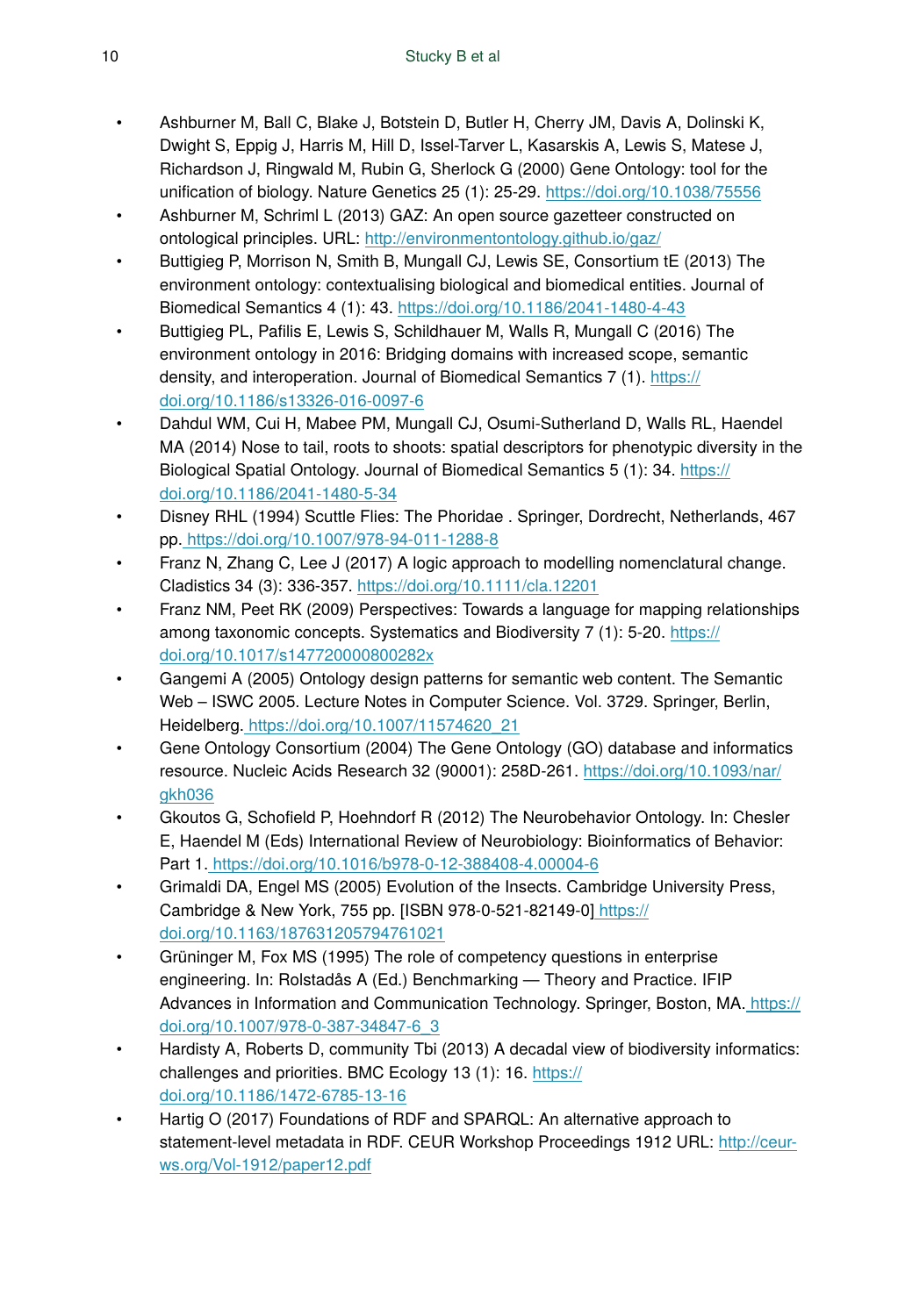- Ashburner M, Ball C, Blake J, Botstein D, Butler H, Cherry JM, Davis A, Dolinski K, Dwight S, Eppig J, Harris M, Hill D, Issel-Tarver L, Kasarskis A, Lewis S, Matese J, Richardson J, Ringwald M, Rubin G, Sherlock G (2000) Gene Ontology: tool for the unification of biology. Nature Genetics 25 (1): 25-29. https://doi.org/10.1038/75556
- Ashburner M, Schriml L (2013) GAZ: An open source gazetteer constructed on ontological principles. URL: http://environmentontology.github.io/gaz/
- Buttigieg P, Morrison N, Smith B, Mungall CJ, Lewis SE, Consortium tE (2013) The environment ontology: contextualising biological and biomedical entities. Journal of Biomedical Semantics 4 (1): 43. https://doi.org/10.1186/2041-1480-4-43
- Buttigieg PL, Pafilis E, Lewis S, Schildhauer M, Walls R, Mungall C (2016) The environment ontology in 2016: Bridging domains with increased scope, semantic density, and interoperation. Journal of Biomedical Semantics 7 (1). https://doi.org/10.1186/s13326-016-0097-6
- Dahdul WM, Cui H, Mabee PM, Mungall CJ, Osumi-Sutherland D, Walls RL, Haendel MA (2014) Nose to tail, roots to shoots: spatial descriptors for phenotypic diversity in the Biological Spatial Ontology. Journal of Biomedical Semantics 5 (1): 34. https://doi.org/10.1186/2041-1480-5-34
- Disney RHL (1994) Scuttle Flies: The Phoridae . Springer, Dordrecht, Netherlands, 467 pp. https://doi.org/10.1007/978-94-011-1288-8
- Franz N, Zhang C, Lee J (2017) A logic approach to modelling nomenclatural change. Cladistics 34 (3): 336-357. https://doi.org/10.1111/cla.12201
- Franz NM, Peet RK (2009) Perspectives: Towards a language for mapping relationships among taxonomic concepts. Systematics and Biodiversity 7 (1): 5-20. https://doi.org/10.1017/s147720000800282x
- Gangemi A (2005) Ontology design patterns for semantic web content. The Semantic Web – ISWC 2005. Lecture Notes in Computer Science. Vol. 3729. Springer, Berlin, Heidelberg. https://doi.org/10.1007/11574620_21
- Gene Ontology Consortium (2004) The Gene Ontology (GO) database and informatics resource. Nucleic Acids Research 32 (90001): 258D-261. https://doi.org/10.1093/nar/gkh036
- Gkoutos G, Schofield P, Hoehndorf R (2012) The Neurobehavior Ontology. In: Chesler E, Haendel M (Eds) International Review of Neurobiology: Bioinformatics of Behavior: Part 1. https://doi.org/10.1016/b978-0-12-388408-4.00004-6
- Grimaldi DA, Engel MS (2005) Evolution of the Insects. Cambridge University Press, Cambridge & New York, 755 pp. [ISBN 978-0-521-82149-0] https://doi.org/10.1163/187631205794761021
- Grüninger M, Fox MS (1995) The role of competency questions in enterprise engineering. In: Rolstadås A (Ed.) Benchmarking — Theory and Practice. IFIP Advances in Information and Communication Technology. Springer, Boston, MA. https://doi.org/10.1007/978-0-387-34847-6_3
- Hardisty A, Roberts D, community Tbi (2013) A decadal view of biodiversity informatics: challenges and priorities. BMC Ecology 13 (1): 16. https://doi.org/10.1186/1472-6785-13-16
- Hartig O (2017) Foundations of RDF and SPARQL: An alternative approach to statement-level metadata in RDF. CEUR Workshop Proceedings 1912 URL: http://ceur-ws.org/Vol-1912/paper12.pdf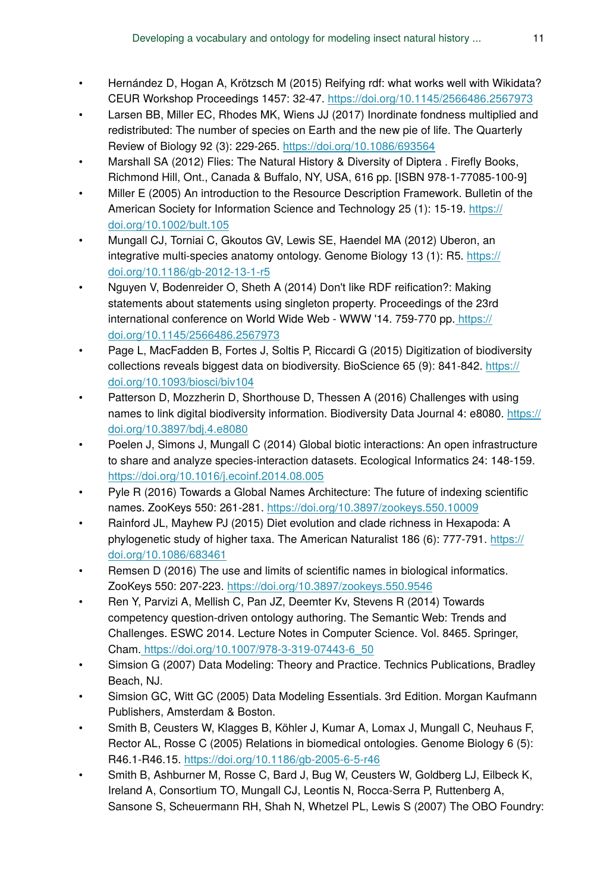- Hernández D, Hogan A, Krötzsch M (2015) Reifying rdf: what works well with Wikidata? CEUR Workshop Proceedings 1457: 32-47. https://doi.org/10.1145/2566486.2567973
- Larsen BB, Miller EC, Rhodes MK, Wiens JJ (2017) Inordinate fondness multiplied and redistributed: The number of species on Earth and the new pie of life. The Quarterly Review of Biology 92 (3): 229-265. https://doi.org/10.1086/693564
- Marshall SA (2012) Flies: The Natural History & Diversity of Diptera . Firefly Books, Richmond Hill, Ont., Canada & Buffalo, NY, USA, 616 pp. [ISBN 978-1-77085-100-9]
- Miller E (2005) An introduction to the Resource Description Framework. Bulletin of the American Society for Information Science and Technology 25 (1): 15-19. https://doi.org/10.1002/bult.105
- Mungall CJ, Torniai C, Gkoutos GV, Lewis SE, Haendel MA (2012) Uberon, an integrative multi-species anatomy ontology. Genome Biology 13 (1): R5. https://doi.org/10.1186/gb-2012-13-1-r5
- Nguyen V, Bodenreider O, Sheth A (2014) Don't like RDF reification?: Making statements about statements using singleton property. Proceedings of the 23rd international conference on World Wide Web - WWW '14. 759-770 pp. https://doi.org/10.1145/2566486.2567973
- Page L, MacFadden B, Fortes J, Soltis P, Riccardi G (2015) Digitization of biodiversity collections reveals biggest data on biodiversity. BioScience 65 (9): 841-842. https://doi.org/10.1093/biosci/biv104
- Patterson D, Mozzherin D, Shorthouse D, Thessen A (2016) Challenges with using names to link digital biodiversity information. Biodiversity Data Journal 4: e8080. https://doi.org/10.3897/bdj.4.e8080
- Poelen J, Simons J, Mungall C (2014) Global biotic interactions: An open infrastructure to share and analyze species-interaction datasets. Ecological Informatics 24: 148-159. https://doi.org/10.1016/j.ecoinf.2014.08.005
- Pyle R (2016) Towards a Global Names Architecture: The future of indexing scientific names. ZooKeys 550: 261-281. https://doi.org/10.3897/zookeys.550.10009
- Rainford JL, Mayhew PJ (2015) Diet evolution and clade richness in Hexapoda: A phylogenetic study of higher taxa. The American Naturalist 186 (6): 777-791. https://doi.org/10.1086/683461
- Remsen D (2016) The use and limits of scientific names in biological informatics. ZooKeys 550: 207-223. https://doi.org/10.3897/zookeys.550.9546
- Ren Y, Parvizi A, Mellish C, Pan JZ, Deemter Kv, Stevens R (2014) Towards competency question-driven ontology authoring. The Semantic Web: Trends and Challenges. ESWC 2014. Lecture Notes in Computer Science. Vol. 8465. Springer, Cham. https://doi.org/10.1007/978-3-319-07443-6_50
- Simsion G (2007) Data Modeling: Theory and Practice. Technics Publications, Bradley Beach, NJ.
- Simsion GC, Witt GC (2005) Data Modeling Essentials. 3rd Edition. Morgan Kaufmann Publishers, Amsterdam & Boston.
- Smith B, Ceusters W, Klagges B, Köhler J, Kumar A, Lomax J, Mungall C, Neuhaus F, Rector AL, Rosse C (2005) Relations in biomedical ontologies. Genome Biology 6 (5): R46.1-R46.15. https://doi.org/10.1186/gb-2005-6-5-r46
- Smith B, Ashburner M, Rosse C, Bard J, Bug W, Ceusters W, Goldberg LJ, Eilbeck K, Ireland A, Consortium TO, Mungall CJ, Leontis N, Rocca-Serra P, Ruttenberg A, Sansone S, Scheuermann RH, Shah N, Whetzel PL, Lewis S (2007) The OBO Foundry: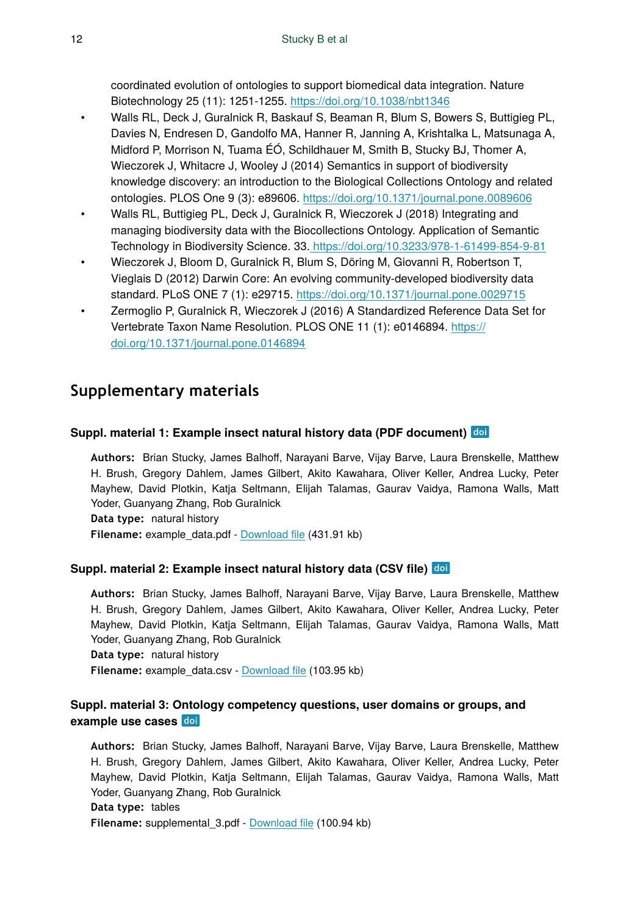coordinated evolution of ontologies to support biomedical data integration. Nature Biotechnology 25 (11): 1251-1255. https://doi.org/10.1038/nbt1346

- Walls RL, Deck J, Guralnick R, Baskauf S, Beaman R, Blum S, Bowers S, Buttigieg PL, Davies N, Endresen D, Gandolfo MA, Hanner R, Janning A, Krishtalka L, Matsunaga A, Midford P, Morrison N, Tuama ÉÓ, Schildhauer M, Smith B, Stucky BJ, Thomer A, Wieczorek J, Whitacre J, Wooley J (2014) Semantics in support of biodiversity knowledge discovery: an introduction to the Biological Collections Ontology and related ontologies. PLOS One 9 (3): e89606. https://doi.org/10.1371/journal.pone.0089606
- Walls RL, Buttigieg PL, Deck J, Guralnick R, Wieczorek J (2018) Integrating and managing biodiversity data with the Biocollections Ontology. Application of Semantic Technology in Biodiversity Science. 33. https://doi.org/10.3233/978-1-61499-854-9-81
- Wieczorek J, Bloom D, Guralnick R, Blum S, Döring M, Giovanni R, Robertson T, Vieglais D (2012) Darwin Core: An evolving community-developed biodiversity data standard. PLoS ONE 7 (1): e29715. https://doi.org/10.1371/journal.pone.0029715
- Zermoglio P, Guralnick R, Wieczorek J (2016) A Standardized Reference Data Set for Vertebrate Taxon Name Resolution. PLOS ONE 11 (1): e0146894. https://doi.org/10.1371/journal.pone.0146894

## Supplementary materials

### Suppl. material 1: Example insect natural history data (PDF document) doi

**Authors:** Brian Stucky, James Balhoff, Narayani Barve, Vijay Barve, Laura Brenskelle, Matthew H. Brush, Gregory Dahlem, James Gilbert, Akito Kawahara, Oliver Keller, Andrea Lucky, Peter Mayhew, David Plotkin, Katja Seltmann, Elijah Talamas, Gaurav Vaidya, Ramona Walls, Matt Yoder, Guanyang Zhang, Rob Guralnick
**Data type:** natural history
**Filename:** example_data.pdf - Download file (431.91 kb)

### Suppl. material 2: Example insect natural history data (CSV file) doi

**Authors:** Brian Stucky, James Balhoff, Narayani Barve, Vijay Barve, Laura Brenskelle, Matthew H. Brush, Gregory Dahlem, James Gilbert, Akito Kawahara, Oliver Keller, Andrea Lucky, Peter Mayhew, David Plotkin, Katja Seltmann, Elijah Talamas, Gaurav Vaidya, Ramona Walls, Matt Yoder, Guanyang Zhang, Rob Guralnick
**Data type:** natural history
**Filename:** example_data.csv - Download file (103.95 kb)

### Suppl. material 3: Ontology competency questions, user domains or groups, and example use cases doi

**Authors:** Brian Stucky, James Balhoff, Narayani Barve, Vijay Barve, Laura Brenskelle, Matthew H. Brush, Gregory Dahlem, James Gilbert, Akito Kawahara, Oliver Keller, Andrea Lucky, Peter Mayhew, David Plotkin, Katja Seltmann, Elijah Talamas, Gaurav Vaidya, Ramona Walls, Matt Yoder, Guanyang Zhang, Rob Guralnick
**Data type:** tables
**Filename:** supplemental_3.pdf - Download file (100.94 kb)